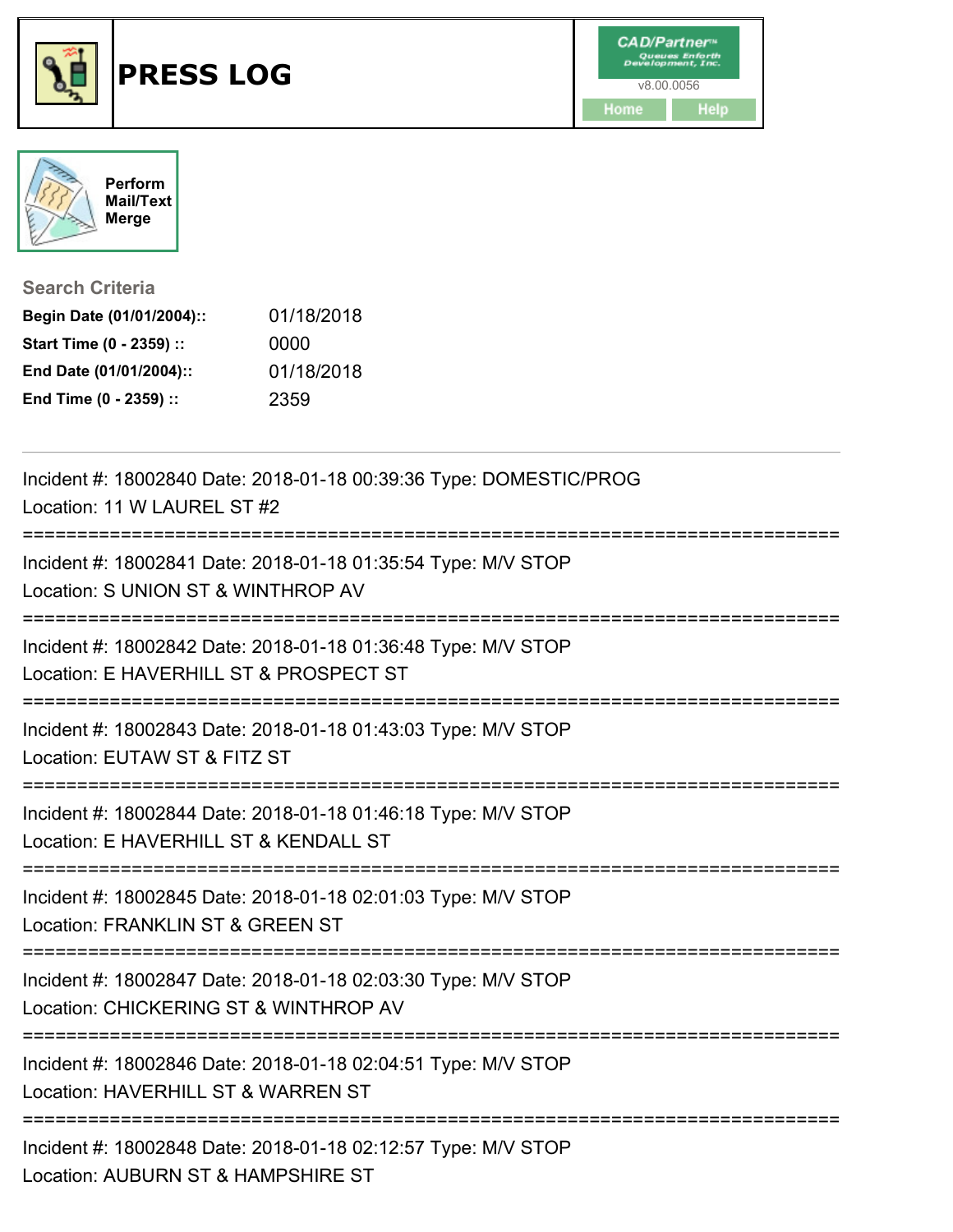# PRESS LOG

CAD/Partner™ Queues Enforth Development, Inc.
v8.00.0056

Home | Help

Perform Mail/Text Merge

## Search Criteria

| | |
|---|---|
| **Begin Date (01/01/2004)::** | 01/18/2018 |
| **Start Time (0 - 2359) ::** | 0000 |
| **End Date (01/01/2004)::** | 01/18/2018 |
| **End Time (0 - 2359) ::** | 2359 |

---

Incident #: 18002840 Date: 2018-01-18 00:39:36 Type: DOMESTIC/PROG
Location: 11 W LAUREL ST #2

===========================================================================

Incident #: 18002841 Date: 2018-01-18 01:35:54 Type: M/V STOP
Location: S UNION ST & WINTHROP AV

===========================================================================

Incident #: 18002842 Date: 2018-01-18 01:36:48 Type: M/V STOP
Location: E HAVERHILL ST & PROSPECT ST

===========================================================================

Incident #: 18002843 Date: 2018-01-18 01:43:03 Type: M/V STOP
Location: EUTAW ST & FITZ ST

===========================================================================

Incident #: 18002844 Date: 2018-01-18 01:46:18 Type: M/V STOP
Location: E HAVERHILL ST & KENDALL ST

===========================================================================

Incident #: 18002845 Date: 2018-01-18 02:01:03 Type: M/V STOP
Location: FRANKLIN ST & GREEN ST

===========================================================================

Incident #: 18002847 Date: 2018-01-18 02:03:30 Type: M/V STOP
Location: CHICKERING ST & WINTHROP AV

===========================================================================

Incident #: 18002846 Date: 2018-01-18 02:04:51 Type: M/V STOP
Location: HAVERHILL ST & WARREN ST

===========================================================================

Incident #: 18002848 Date: 2018-01-18 02:12:57 Type: M/V STOP
Location: AUBURN ST & HAMPSHIRE ST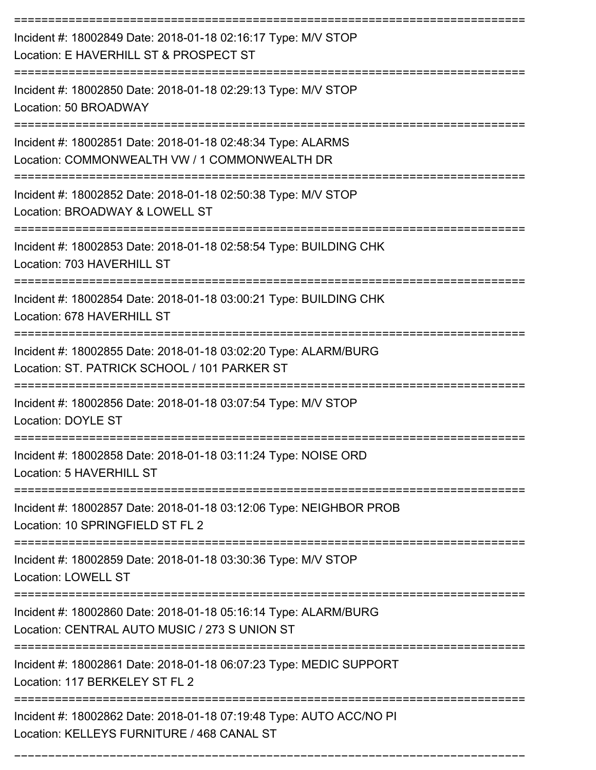===========================================================================

Incident #: 18002849 Date: 2018-01-18 02:16:17 Type: M/V STOP
Location: E HAVERHILL ST & PROSPECT ST

===========================================================================

Incident #: 18002850 Date: 2018-01-18 02:29:13 Type: M/V STOP
Location: 50 BROADWAY

===========================================================================

Incident #: 18002851 Date: 2018-01-18 02:48:34 Type: ALARMS
Location: COMMONWEALTH VW / 1 COMMONWEALTH DR

===========================================================================

Incident #: 18002852 Date: 2018-01-18 02:50:38 Type: M/V STOP
Location: BROADWAY & LOWELL ST

===========================================================================

Incident #: 18002853 Date: 2018-01-18 02:58:54 Type: BUILDING CHK
Location: 703 HAVERHILL ST

===========================================================================

Incident #: 18002854 Date: 2018-01-18 03:00:21 Type: BUILDING CHK
Location: 678 HAVERHILL ST

===========================================================================

Incident #: 18002855 Date: 2018-01-18 03:02:20 Type: ALARM/BURG
Location: ST. PATRICK SCHOOL / 101 PARKER ST

===========================================================================

Incident #: 18002856 Date: 2018-01-18 03:07:54 Type: M/V STOP
Location: DOYLE ST

===========================================================================

Incident #: 18002858 Date: 2018-01-18 03:11:24 Type: NOISE ORD
Location: 5 HAVERHILL ST

===========================================================================

Incident #: 18002857 Date: 2018-01-18 03:12:06 Type: NEIGHBOR PROB
Location: 10 SPRINGFIELD ST FL 2

===========================================================================

Incident #: 18002859 Date: 2018-01-18 03:30:36 Type: M/V STOP
Location: LOWELL ST

===========================================================================

Incident #: 18002860 Date: 2018-01-18 05:16:14 Type: ALARM/BURG
Location: CENTRAL AUTO MUSIC / 273 S UNION ST

===========================================================================

Incident #: 18002861 Date: 2018-01-18 06:07:23 Type: MEDIC SUPPORT
Location: 117 BERKELEY ST FL 2

===========================================================================

Incident #: 18002862 Date: 2018-01-18 07:19:48 Type: AUTO ACC/NO PI
Location: KELLEYS FURNITURE / 468 CANAL ST

===========================================================================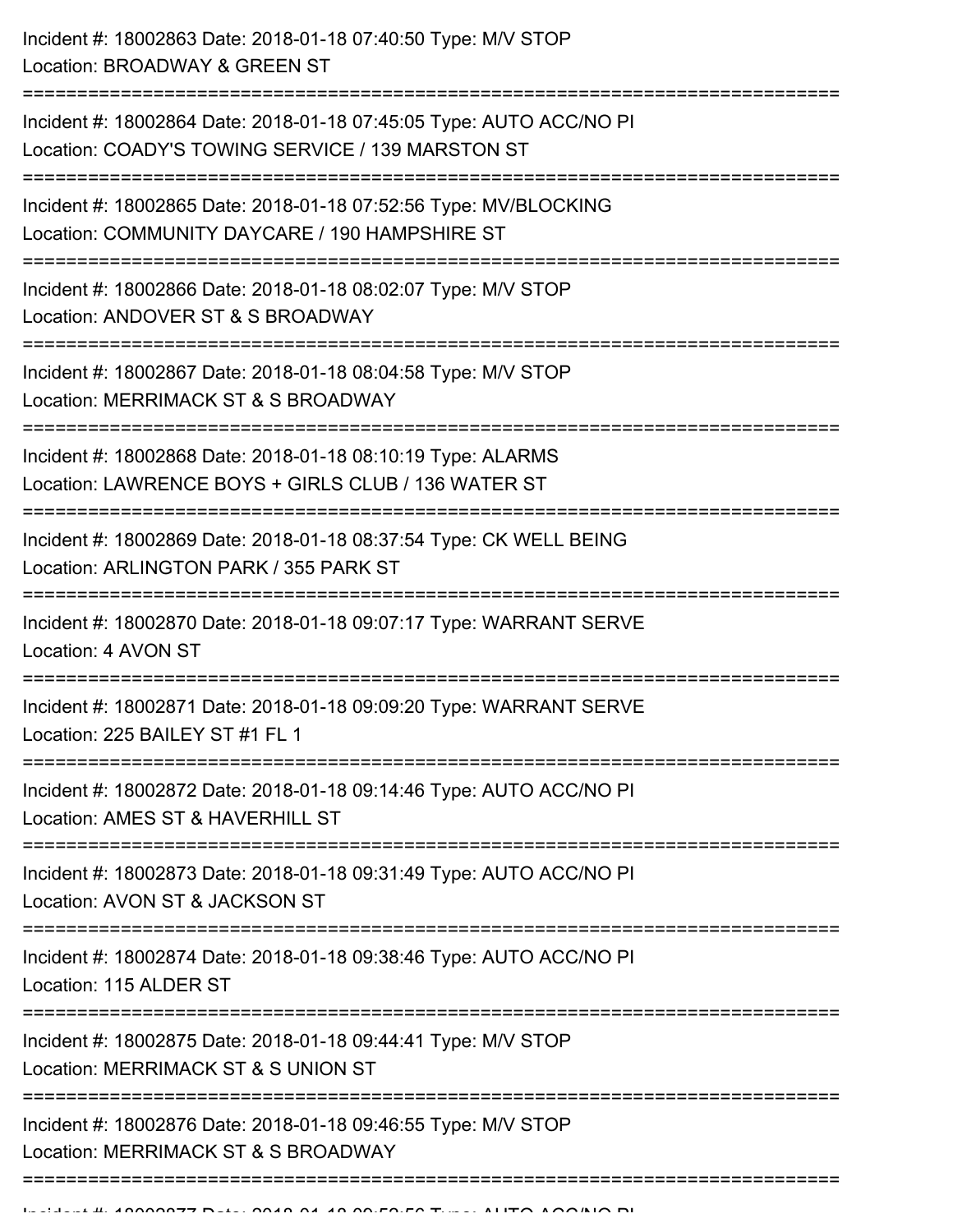Incident #: 18002863 Date: 2018-01-18 07:40:50 Type: M/V STOP
Location: BROADWAY & GREEN ST

===========================================================================

Incident #: 18002864 Date: 2018-01-18 07:45:05 Type: AUTO ACC/NO PI
Location: COADY'S TOWING SERVICE / 139 MARSTON ST

===========================================================================

Incident #: 18002865 Date: 2018-01-18 07:52:56 Type: MV/BLOCKING
Location: COMMUNITY DAYCARE / 190 HAMPSHIRE ST

===========================================================================

Incident #: 18002866 Date: 2018-01-18 08:02:07 Type: M/V STOP
Location: ANDOVER ST & S BROADWAY

===========================================================================

Incident #: 18002867 Date: 2018-01-18 08:04:58 Type: M/V STOP
Location: MERRIMACK ST & S BROADWAY

===========================================================================

Incident #: 18002868 Date: 2018-01-18 08:10:19 Type: ALARMS
Location: LAWRENCE BOYS + GIRLS CLUB / 136 WATER ST

===========================================================================

Incident #: 18002869 Date: 2018-01-18 08:37:54 Type: CK WELL BEING
Location: ARLINGTON PARK / 355 PARK ST

===========================================================================

Incident #: 18002870 Date: 2018-01-18 09:07:17 Type: WARRANT SERVE
Location: 4 AVON ST

===========================================================================

Incident #: 18002871 Date: 2018-01-18 09:09:20 Type: WARRANT SERVE
Location: 225 BAILEY ST #1 FL 1

===========================================================================

Incident #: 18002872 Date: 2018-01-18 09:14:46 Type: AUTO ACC/NO PI
Location: AMES ST & HAVERHILL ST

===========================================================================

Incident #: 18002873 Date: 2018-01-18 09:31:49 Type: AUTO ACC/NO PI
Location: AVON ST & JACKSON ST

===========================================================================

Incident #: 18002874 Date: 2018-01-18 09:38:46 Type: AUTO ACC/NO PI
Location: 115 ALDER ST

===========================================================================

Incident #: 18002875 Date: 2018-01-18 09:44:41 Type: M/V STOP
Location: MERRIMACK ST & S UNION ST

===========================================================================

Incident #: 18002876 Date: 2018-01-18 09:46:55 Type: M/V STOP
Location: MERRIMACK ST & S BROADWAY

===========================================================================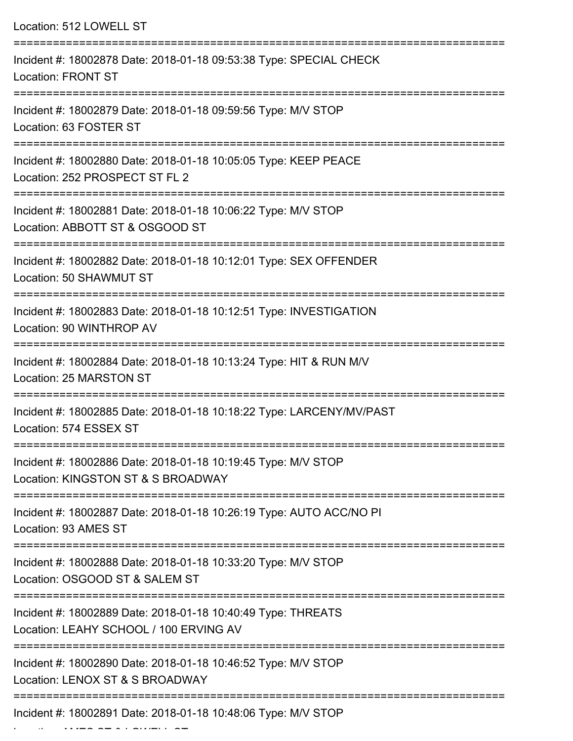Location: 512 LOWELL ST

===========================================================================

Incident #: 18002878 Date: 2018-01-18 09:53:38 Type: SPECIAL CHECK
Location: FRONT ST

===========================================================================

Incident #: 18002879 Date: 2018-01-18 09:59:56 Type: M/V STOP
Location: 63 FOSTER ST

===========================================================================

Incident #: 18002880 Date: 2018-01-18 10:05:05 Type: KEEP PEACE
Location: 252 PROSPECT ST FL 2

===========================================================================

Incident #: 18002881 Date: 2018-01-18 10:06:22 Type: M/V STOP
Location: ABBOTT ST & OSGOOD ST

===========================================================================

Incident #: 18002882 Date: 2018-01-18 10:12:01 Type: SEX OFFENDER
Location: 50 SHAWMUT ST

===========================================================================

Incident #: 18002883 Date: 2018-01-18 10:12:51 Type: INVESTIGATION
Location: 90 WINTHROP AV

===========================================================================

Incident #: 18002884 Date: 2018-01-18 10:13:24 Type: HIT & RUN M/V
Location: 25 MARSTON ST

===========================================================================

Incident #: 18002885 Date: 2018-01-18 10:18:22 Type: LARCENY/MV/PAST
Location: 574 ESSEX ST

===========================================================================

Incident #: 18002886 Date: 2018-01-18 10:19:45 Type: M/V STOP
Location: KINGSTON ST & S BROADWAY

===========================================================================

Incident #: 18002887 Date: 2018-01-18 10:26:19 Type: AUTO ACC/NO PI
Location: 93 AMES ST

===========================================================================

Incident #: 18002888 Date: 2018-01-18 10:33:20 Type: M/V STOP
Location: OSGOOD ST & SALEM ST

===========================================================================

Incident #: 18002889 Date: 2018-01-18 10:40:49 Type: THREATS
Location: LEAHY SCHOOL / 100 ERVING AV

===========================================================================

Incident #: 18002890 Date: 2018-01-18 10:46:52 Type: M/V STOP
Location: LENOX ST & S BROADWAY

===========================================================================

Incident #: 18002891 Date: 2018-01-18 10:48:06 Type: M/V STOP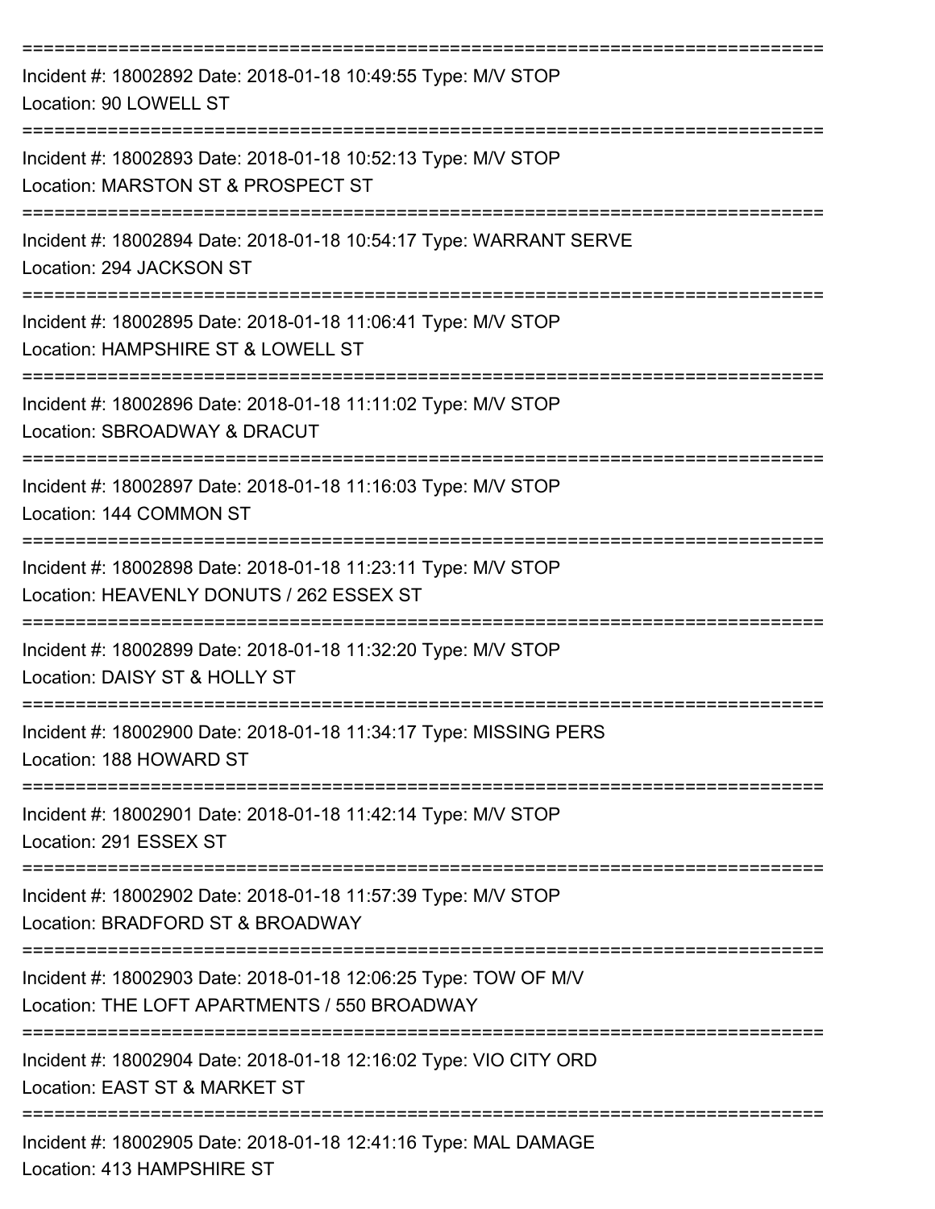===========================================================================

Incident #: 18002892 Date: 2018-01-18 10:49:55 Type: M/V STOP

Location: 90 LOWELL ST

===========================================================================

Incident #: 18002893 Date: 2018-01-18 10:52:13 Type: M/V STOP

Location: MARSTON ST & PROSPECT ST

===========================================================================

Incident #: 18002894 Date: 2018-01-18 10:54:17 Type: WARRANT SERVE

Location: 294 JACKSON ST

===========================================================================

Incident #: 18002895 Date: 2018-01-18 11:06:41 Type: M/V STOP

Location: HAMPSHIRE ST & LOWELL ST

===========================================================================

Incident #: 18002896 Date: 2018-01-18 11:11:02 Type: M/V STOP

Location: SBROADWAY & DRACUT

===========================================================================

Incident #: 18002897 Date: 2018-01-18 11:16:03 Type: M/V STOP

Location: 144 COMMON ST

===========================================================================

Incident #: 18002898 Date: 2018-01-18 11:23:11 Type: M/V STOP

Location: HEAVENLY DONUTS / 262 ESSEX ST

===========================================================================

Incident #: 18002899 Date: 2018-01-18 11:32:20 Type: M/V STOP

Location: DAISY ST & HOLLY ST

===========================================================================

Incident #: 18002900 Date: 2018-01-18 11:34:17 Type: MISSING PERS

Location: 188 HOWARD ST

===========================================================================

Incident #: 18002901 Date: 2018-01-18 11:42:14 Type: M/V STOP

Location: 291 ESSEX ST

===========================================================================

Incident #: 18002902 Date: 2018-01-18 11:57:39 Type: M/V STOP

Location: BRADFORD ST & BROADWAY

===========================================================================

Incident #: 18002903 Date: 2018-01-18 12:06:25 Type: TOW OF M/V

Location: THE LOFT APARTMENTS / 550 BROADWAY

===========================================================================

Incident #: 18002904 Date: 2018-01-18 12:16:02 Type: VIO CITY ORD

Location: EAST ST & MARKET ST

===========================================================================

Incident #: 18002905 Date: 2018-01-18 12:41:16 Type: MAL DAMAGE

Location: 413 HAMPSHIRE ST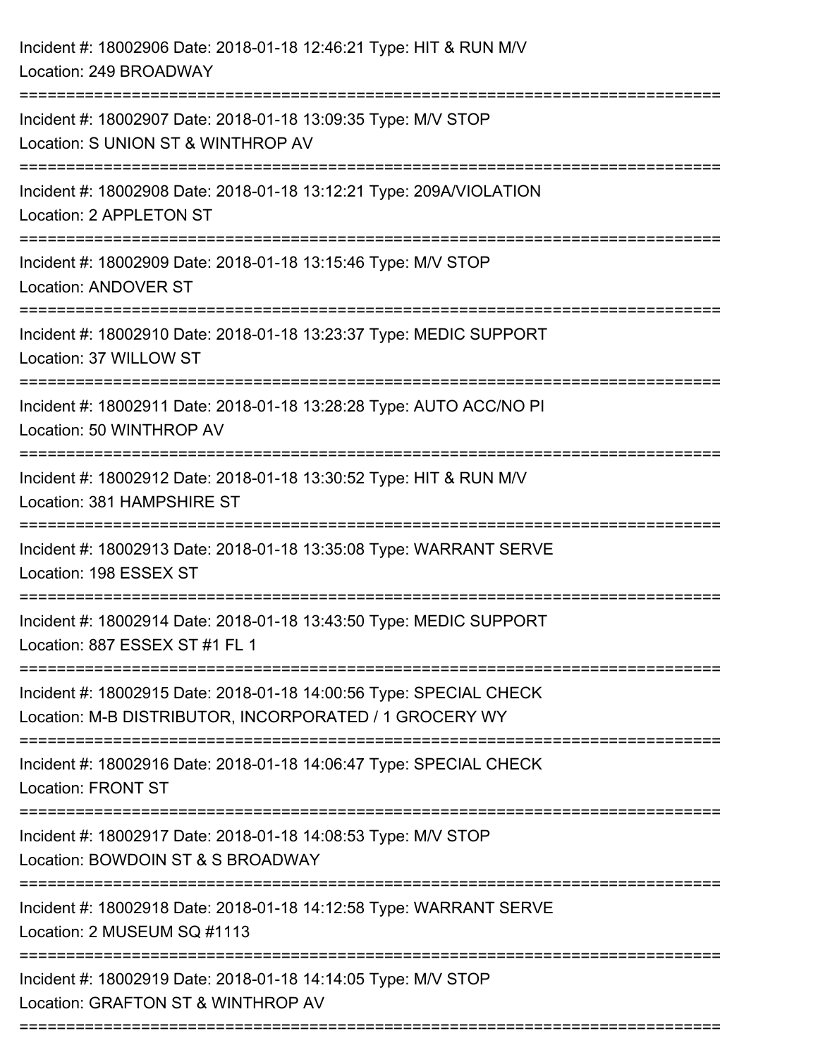Incident #: 18002906 Date: 2018-01-18 12:46:21 Type: HIT & RUN M/V
Location: 249 BROADWAY

===========================================================================

Incident #: 18002907 Date: 2018-01-18 13:09:35 Type: M/V STOP
Location: S UNION ST & WINTHROP AV

===========================================================================

Incident #: 18002908 Date: 2018-01-18 13:12:21 Type: 209A/VIOLATION
Location: 2 APPLETON ST

===========================================================================

Incident #: 18002909 Date: 2018-01-18 13:15:46 Type: M/V STOP
Location: ANDOVER ST

===========================================================================

Incident #: 18002910 Date: 2018-01-18 13:23:37 Type: MEDIC SUPPORT
Location: 37 WILLOW ST

===========================================================================

Incident #: 18002911 Date: 2018-01-18 13:28:28 Type: AUTO ACC/NO PI
Location: 50 WINTHROP AV

===========================================================================

Incident #: 18002912 Date: 2018-01-18 13:30:52 Type: HIT & RUN M/V
Location: 381 HAMPSHIRE ST

===========================================================================

Incident #: 18002913 Date: 2018-01-18 13:35:08 Type: WARRANT SERVE
Location: 198 ESSEX ST

===========================================================================

Incident #: 18002914 Date: 2018-01-18 13:43:50 Type: MEDIC SUPPORT
Location: 887 ESSEX ST #1 FL 1

===========================================================================

Incident #: 18002915 Date: 2018-01-18 14:00:56 Type: SPECIAL CHECK
Location: M-B DISTRIBUTOR, INCORPORATED / 1 GROCERY WY

===========================================================================

Incident #: 18002916 Date: 2018-01-18 14:06:47 Type: SPECIAL CHECK
Location: FRONT ST

===========================================================================

Incident #: 18002917 Date: 2018-01-18 14:08:53 Type: M/V STOP
Location: BOWDOIN ST & S BROADWAY

===========================================================================

Incident #: 18002918 Date: 2018-01-18 14:12:58 Type: WARRANT SERVE
Location: 2 MUSEUM SQ #1113

===========================================================================

Incident #: 18002919 Date: 2018-01-18 14:14:05 Type: M/V STOP
Location: GRAFTON ST & WINTHROP AV

===========================================================================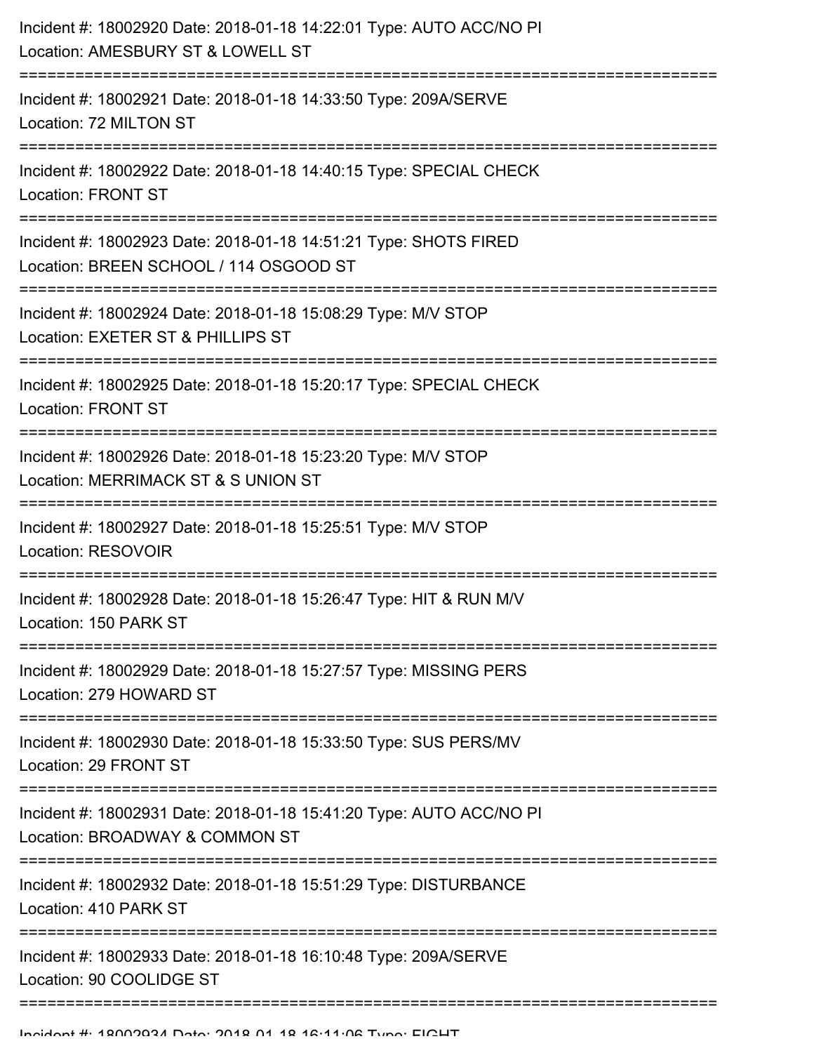Incident #: 18002920 Date: 2018-01-18 14:22:01 Type: AUTO ACC/NO PI
Location: AMESBURY ST & LOWELL ST

===========================================================================

Incident #: 18002921 Date: 2018-01-18 14:33:50 Type: 209A/SERVE
Location: 72 MILTON ST

===========================================================================

Incident #: 18002922 Date: 2018-01-18 14:40:15 Type: SPECIAL CHECK
Location: FRONT ST

===========================================================================

Incident #: 18002923 Date: 2018-01-18 14:51:21 Type: SHOTS FIRED
Location: BREEN SCHOOL / 114 OSGOOD ST

===========================================================================

Incident #: 18002924 Date: 2018-01-18 15:08:29 Type: M/V STOP
Location: EXETER ST & PHILLIPS ST

===========================================================================

Incident #: 18002925 Date: 2018-01-18 15:20:17 Type: SPECIAL CHECK
Location: FRONT ST

===========================================================================

Incident #: 18002926 Date: 2018-01-18 15:23:20 Type: M/V STOP
Location: MERRIMACK ST & S UNION ST

===========================================================================

Incident #: 18002927 Date: 2018-01-18 15:25:51 Type: M/V STOP
Location: RESOVOIR

===========================================================================

Incident #: 18002928 Date: 2018-01-18 15:26:47 Type: HIT & RUN M/V
Location: 150 PARK ST

===========================================================================

Incident #: 18002929 Date: 2018-01-18 15:27:57 Type: MISSING PERS
Location: 279 HOWARD ST

===========================================================================

Incident #: 18002930 Date: 2018-01-18 15:33:50 Type: SUS PERS/MV
Location: 29 FRONT ST

===========================================================================

Incident #: 18002931 Date: 2018-01-18 15:41:20 Type: AUTO ACC/NO PI
Location: BROADWAY & COMMON ST

===========================================================================

Incident #: 18002932 Date: 2018-01-18 15:51:29 Type: DISTURBANCE
Location: 410 PARK ST

===========================================================================

Incident #: 18002933 Date: 2018-01-18 16:10:48 Type: 209A/SERVE
Location: 90 COOLIDGE ST

===========================================================================

Incident #: 18002934 Date: 2018-01-18 16:11:06 Type: FIGHT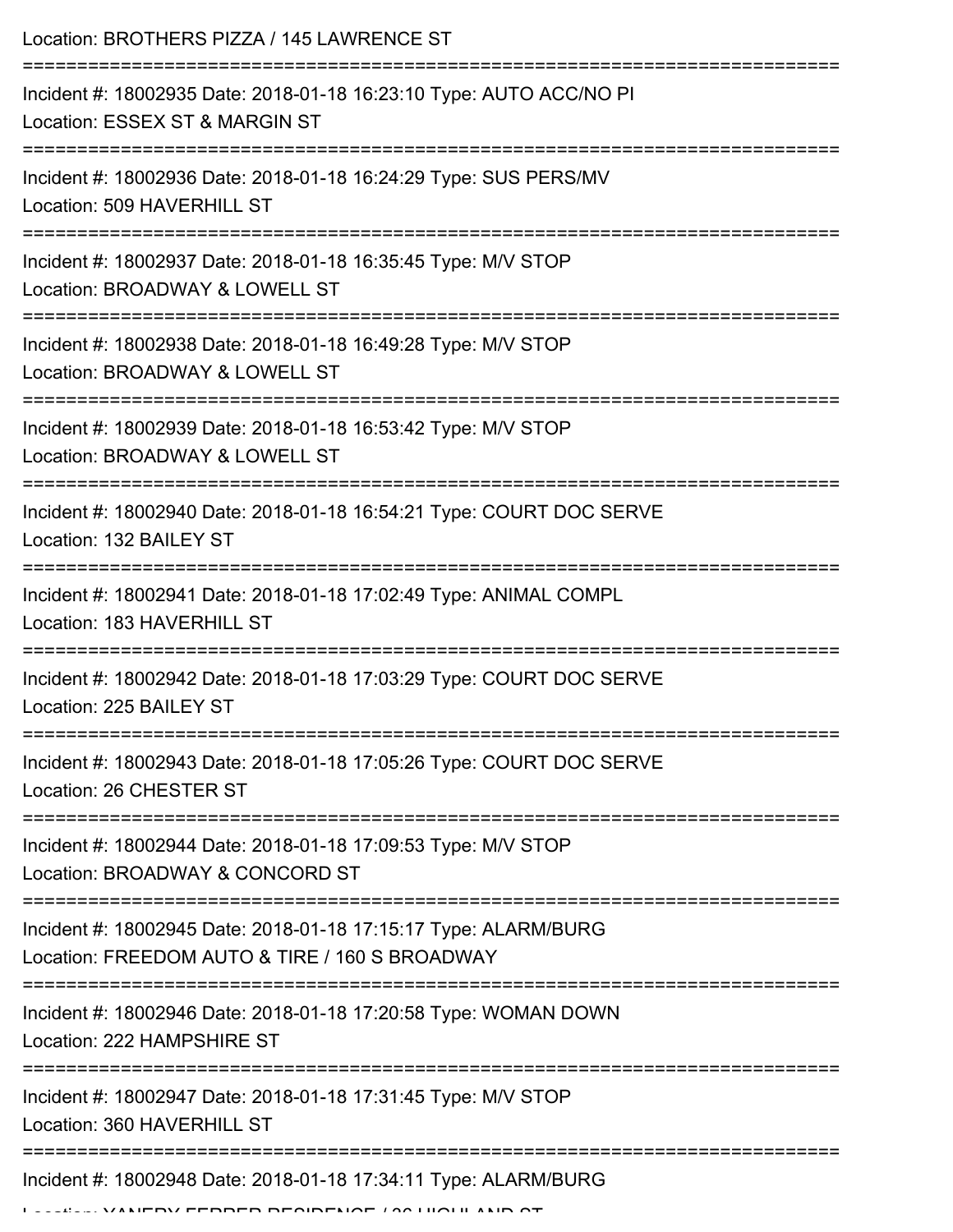Location: BROTHERS PIZZA / 145 LAWRENCE ST

===========================================================================

Incident #: 18002935 Date: 2018-01-18 16:23:10 Type: AUTO ACC/NO PI
Location: ESSEX ST & MARGIN ST

===========================================================================

Incident #: 18002936 Date: 2018-01-18 16:24:29 Type: SUS PERS/MV
Location: 509 HAVERHILL ST

===========================================================================

Incident #: 18002937 Date: 2018-01-18 16:35:45 Type: M/V STOP
Location: BROADWAY & LOWELL ST

===========================================================================

Incident #: 18002938 Date: 2018-01-18 16:49:28 Type: M/V STOP
Location: BROADWAY & LOWELL ST

===========================================================================

Incident #: 18002939 Date: 2018-01-18 16:53:42 Type: M/V STOP
Location: BROADWAY & LOWELL ST

===========================================================================

Incident #: 18002940 Date: 2018-01-18 16:54:21 Type: COURT DOC SERVE
Location: 132 BAILEY ST

===========================================================================

Incident #: 18002941 Date: 2018-01-18 17:02:49 Type: ANIMAL COMPL
Location: 183 HAVERHILL ST

===========================================================================

Incident #: 18002942 Date: 2018-01-18 17:03:29 Type: COURT DOC SERVE
Location: 225 BAILEY ST

===========================================================================

Incident #: 18002943 Date: 2018-01-18 17:05:26 Type: COURT DOC SERVE
Location: 26 CHESTER ST

===========================================================================

Incident #: 18002944 Date: 2018-01-18 17:09:53 Type: M/V STOP
Location: BROADWAY & CONCORD ST

===========================================================================

Incident #: 18002945 Date: 2018-01-18 17:15:17 Type: ALARM/BURG
Location: FREEDOM AUTO & TIRE / 160 S BROADWAY

===========================================================================

Incident #: 18002946 Date: 2018-01-18 17:20:58 Type: WOMAN DOWN
Location: 222 HAMPSHIRE ST

===========================================================================

Incident #: 18002947 Date: 2018-01-18 17:31:45 Type: M/V STOP
Location: 360 HAVERHILL ST

===========================================================================

Incident #: 18002948 Date: 2018-01-18 17:34:11 Type: ALARM/BURG
Location: YANERY FERRER RESIDENCE / 36 HIGHLAND ST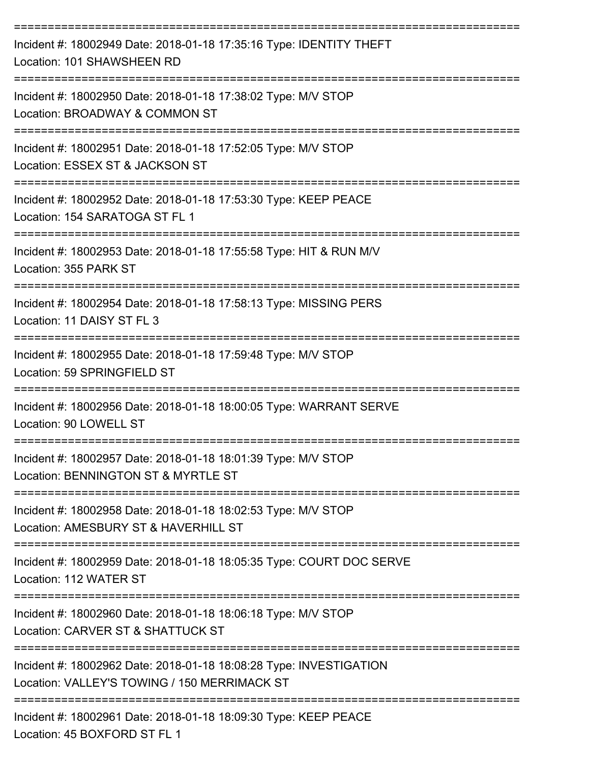===========================================================================

Incident #: 18002949 Date: 2018-01-18 17:35:16 Type: IDENTITY THEFT
Location: 101 SHAWSHEEN RD

===========================================================================

Incident #: 18002950 Date: 2018-01-18 17:38:02 Type: M/V STOP
Location: BROADWAY & COMMON ST

===========================================================================

Incident #: 18002951 Date: 2018-01-18 17:52:05 Type: M/V STOP
Location: ESSEX ST & JACKSON ST

===========================================================================

Incident #: 18002952 Date: 2018-01-18 17:53:30 Type: KEEP PEACE
Location: 154 SARATOGA ST FL 1

===========================================================================

Incident #: 18002953 Date: 2018-01-18 17:55:58 Type: HIT & RUN M/V
Location: 355 PARK ST

===========================================================================

Incident #: 18002954 Date: 2018-01-18 17:58:13 Type: MISSING PERS
Location: 11 DAISY ST FL 3

===========================================================================

Incident #: 18002955 Date: 2018-01-18 17:59:48 Type: M/V STOP
Location: 59 SPRINGFIELD ST

===========================================================================

Incident #: 18002956 Date: 2018-01-18 18:00:05 Type: WARRANT SERVE
Location: 90 LOWELL ST

===========================================================================

Incident #: 18002957 Date: 2018-01-18 18:01:39 Type: M/V STOP
Location: BENNINGTON ST & MYRTLE ST

===========================================================================

Incident #: 18002958 Date: 2018-01-18 18:02:53 Type: M/V STOP
Location: AMESBURY ST & HAVERHILL ST

===========================================================================

Incident #: 18002959 Date: 2018-01-18 18:05:35 Type: COURT DOC SERVE
Location: 112 WATER ST

===========================================================================

Incident #: 18002960 Date: 2018-01-18 18:06:18 Type: M/V STOP
Location: CARVER ST & SHATTUCK ST

===========================================================================

Incident #: 18002962 Date: 2018-01-18 18:08:28 Type: INVESTIGATION
Location: VALLEY'S TOWING / 150 MERRIMACK ST

===========================================================================

Incident #: 18002961 Date: 2018-01-18 18:09:30 Type: KEEP PEACE
Location: 45 BOXFORD ST FL 1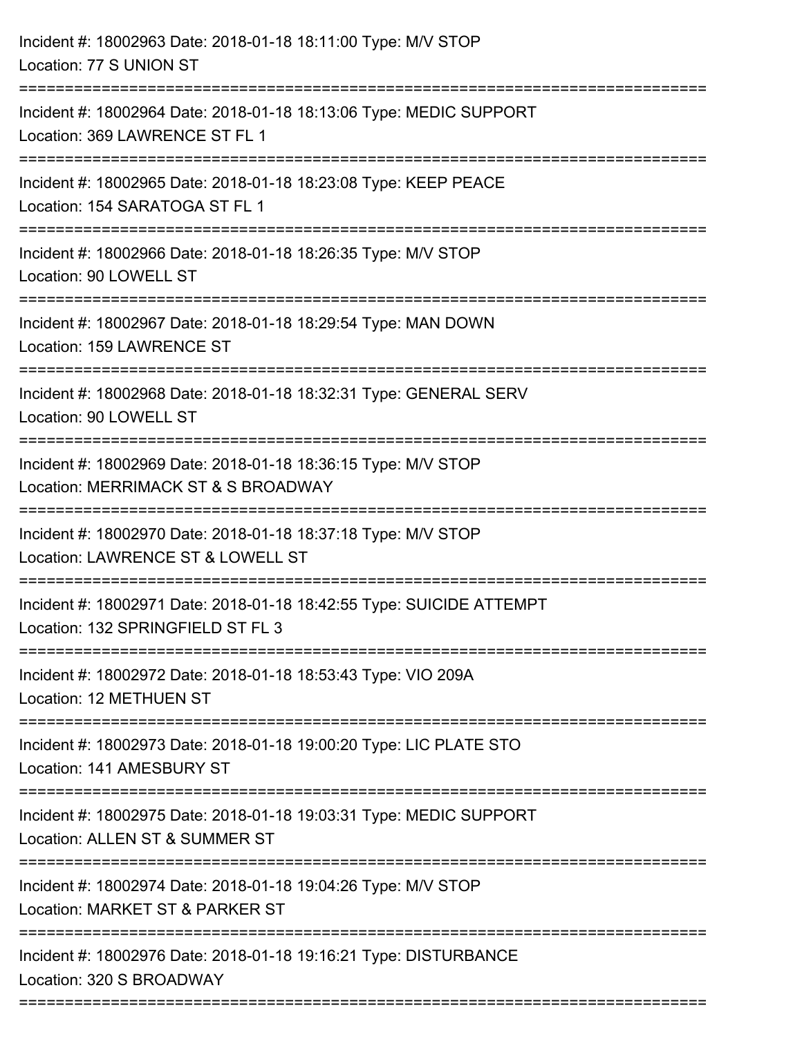Incident #: 18002963 Date: 2018-01-18 18:11:00 Type: M/V STOP
Location: 77 S UNION ST

===========================================================================

Incident #: 18002964 Date: 2018-01-18 18:13:06 Type: MEDIC SUPPORT
Location: 369 LAWRENCE ST FL 1

===========================================================================

Incident #: 18002965 Date: 2018-01-18 18:23:08 Type: KEEP PEACE
Location: 154 SARATOGA ST FL 1

===========================================================================

Incident #: 18002966 Date: 2018-01-18 18:26:35 Type: M/V STOP
Location: 90 LOWELL ST

===========================================================================

Incident #: 18002967 Date: 2018-01-18 18:29:54 Type: MAN DOWN
Location: 159 LAWRENCE ST

===========================================================================

Incident #: 18002968 Date: 2018-01-18 18:32:31 Type: GENERAL SERV
Location: 90 LOWELL ST

===========================================================================

Incident #: 18002969 Date: 2018-01-18 18:36:15 Type: M/V STOP
Location: MERRIMACK ST & S BROADWAY

===========================================================================

Incident #: 18002970 Date: 2018-01-18 18:37:18 Type: M/V STOP
Location: LAWRENCE ST & LOWELL ST

===========================================================================

Incident #: 18002971 Date: 2018-01-18 18:42:55 Type: SUICIDE ATTEMPT
Location: 132 SPRINGFIELD ST FL 3

===========================================================================

Incident #: 18002972 Date: 2018-01-18 18:53:43 Type: VIO 209A
Location: 12 METHUEN ST

===========================================================================

Incident #: 18002973 Date: 2018-01-18 19:00:20 Type: LIC PLATE STO
Location: 141 AMESBURY ST

===========================================================================

Incident #: 18002975 Date: 2018-01-18 19:03:31 Type: MEDIC SUPPORT
Location: ALLEN ST & SUMMER ST

===========================================================================

Incident #: 18002974 Date: 2018-01-18 19:04:26 Type: M/V STOP
Location: MARKET ST & PARKER ST

===========================================================================

Incident #: 18002976 Date: 2018-01-18 19:16:21 Type: DISTURBANCE
Location: 320 S BROADWAY

===========================================================================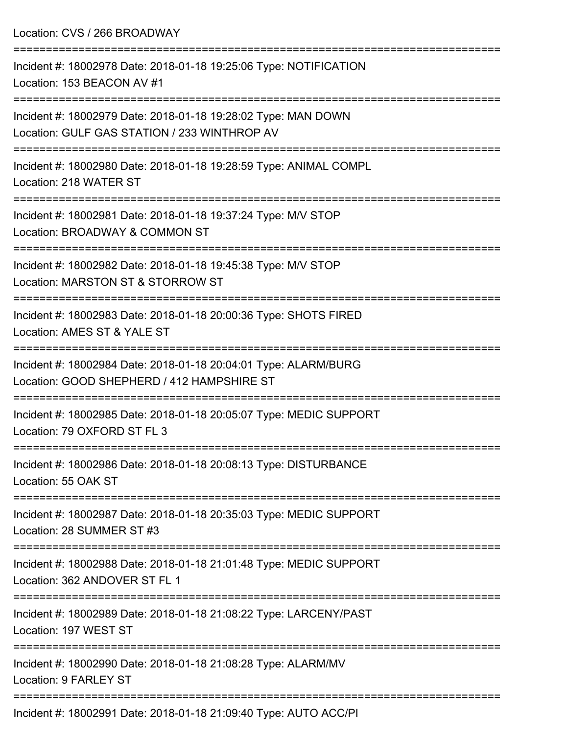Location: CVS / 266 BROADWAY

===========================================================================

Incident #: 18002978 Date: 2018-01-18 19:25:06 Type: NOTIFICATION
Location: 153 BEACON AV #1

===========================================================================

Incident #: 18002979 Date: 2018-01-18 19:28:02 Type: MAN DOWN
Location: GULF GAS STATION / 233 WINTHROP AV

===========================================================================

Incident #: 18002980 Date: 2018-01-18 19:28:59 Type: ANIMAL COMPL
Location: 218 WATER ST

===========================================================================

Incident #: 18002981 Date: 2018-01-18 19:37:24 Type: M/V STOP
Location: BROADWAY & COMMON ST

===========================================================================

Incident #: 18002982 Date: 2018-01-18 19:45:38 Type: M/V STOP
Location: MARSTON ST & STORROW ST

===========================================================================

Incident #: 18002983 Date: 2018-01-18 20:00:36 Type: SHOTS FIRED
Location: AMES ST & YALE ST

===========================================================================

Incident #: 18002984 Date: 2018-01-18 20:04:01 Type: ALARM/BURG
Location: GOOD SHEPHERD / 412 HAMPSHIRE ST

===========================================================================

Incident #: 18002985 Date: 2018-01-18 20:05:07 Type: MEDIC SUPPORT
Location: 79 OXFORD ST FL 3

===========================================================================

Incident #: 18002986 Date: 2018-01-18 20:08:13 Type: DISTURBANCE
Location: 55 OAK ST

===========================================================================

Incident #: 18002987 Date: 2018-01-18 20:35:03 Type: MEDIC SUPPORT
Location: 28 SUMMER ST #3

===========================================================================

Incident #: 18002988 Date: 2018-01-18 21:01:48 Type: MEDIC SUPPORT
Location: 362 ANDOVER ST FL 1

===========================================================================

Incident #: 18002989 Date: 2018-01-18 21:08:22 Type: LARCENY/PAST
Location: 197 WEST ST

===========================================================================

Incident #: 18002990 Date: 2018-01-18 21:08:28 Type: ALARM/MV
Location: 9 FARLEY ST

===========================================================================

Incident #: 18002991 Date: 2018-01-18 21:09:40 Type: AUTO ACC/PI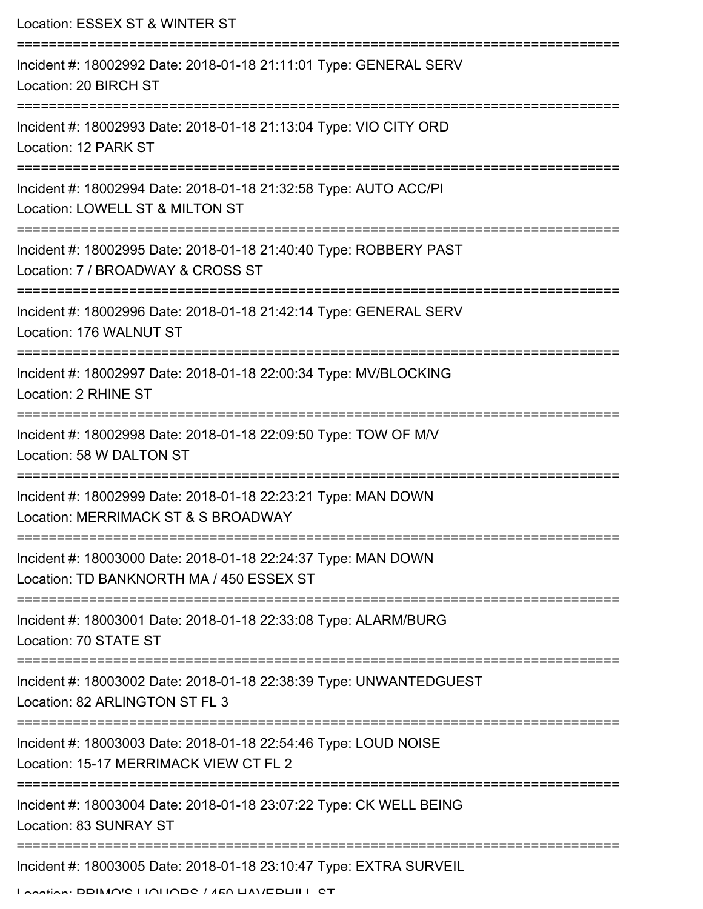Location: ESSEX ST & WINTER ST

===========================================================================

Incident #: 18002992 Date: 2018-01-18 21:11:01 Type: GENERAL SERV

Location: 20 BIRCH ST

===========================================================================

Incident #: 18002993 Date: 2018-01-18 21:13:04 Type: VIO CITY ORD

Location: 12 PARK ST

===========================================================================

Incident #: 18002994 Date: 2018-01-18 21:32:58 Type: AUTO ACC/PI

Location: LOWELL ST & MILTON ST

===========================================================================

Incident #: 18002995 Date: 2018-01-18 21:40:40 Type: ROBBERY PAST

Location: 7 / BROADWAY & CROSS ST

===========================================================================

Incident #: 18002996 Date: 2018-01-18 21:42:14 Type: GENERAL SERV

Location: 176 WALNUT ST

===========================================================================

Incident #: 18002997 Date: 2018-01-18 22:00:34 Type: MV/BLOCKING

Location: 2 RHINE ST

===========================================================================

Incident #: 18002998 Date: 2018-01-18 22:09:50 Type: TOW OF M/V

Location: 58 W DALTON ST

===========================================================================

Incident #: 18002999 Date: 2018-01-18 22:23:21 Type: MAN DOWN

Location: MERRIMACK ST & S BROADWAY

===========================================================================

Incident #: 18003000 Date: 2018-01-18 22:24:37 Type: MAN DOWN

Location: TD BANKNORTH MA / 450 ESSEX ST

===========================================================================

Incident #: 18003001 Date: 2018-01-18 22:33:08 Type: ALARM/BURG

Location: 70 STATE ST

===========================================================================

Incident #: 18003002 Date: 2018-01-18 22:38:39 Type: UNWANTEDGUEST

Location: 82 ARLINGTON ST FL 3

===========================================================================

Incident #: 18003003 Date: 2018-01-18 22:54:46 Type: LOUD NOISE

Location: 15-17 MERRIMACK VIEW CT FL 2

===========================================================================

Incident #: 18003004 Date: 2018-01-18 23:07:22 Type: CK WELL BEING

Location: 83 SUNRAY ST

===========================================================================

Incident #: 18003005 Date: 2018-01-18 23:10:47 Type: EXTRA SURVEIL

Location: PRIMO'S LIQUORS / 450 HAVERHILL ST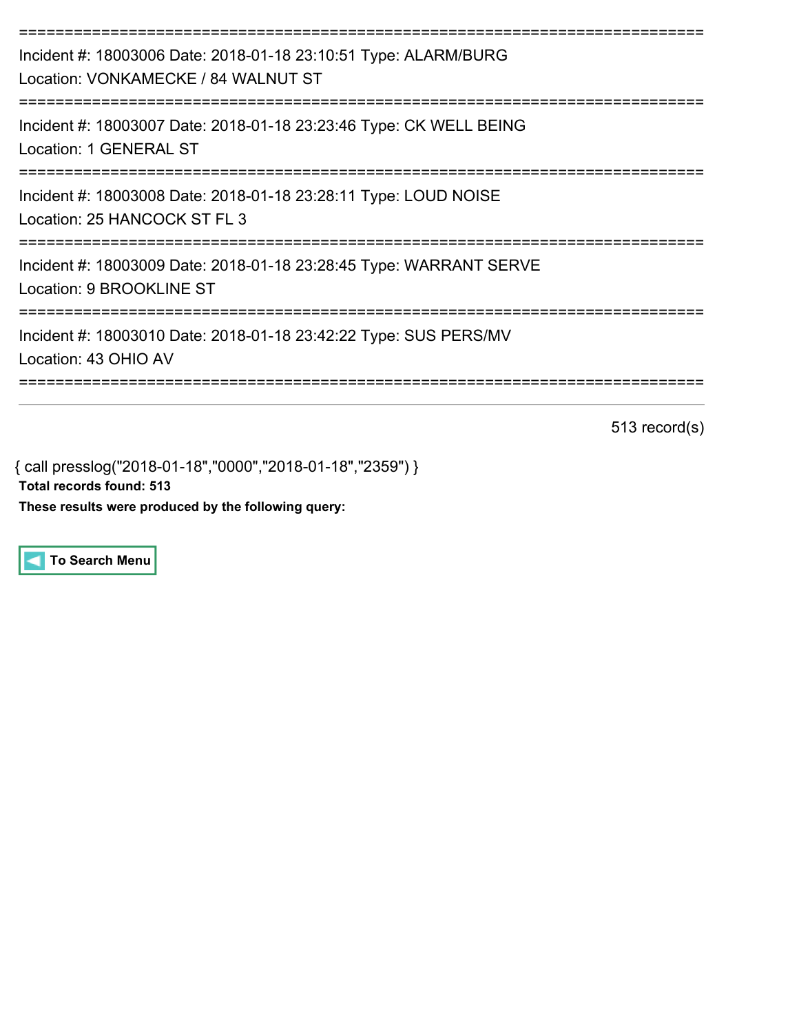===========================================================================

Incident #: 18003006 Date: 2018-01-18 23:10:51 Type: ALARM/BURG

Location: VONKAMECKE / 84 WALNUT ST

===========================================================================

Incident #: 18003007 Date: 2018-01-18 23:23:46 Type: CK WELL BEING

Location: 1 GENERAL ST

===========================================================================

Incident #: 18003008 Date: 2018-01-18 23:28:11 Type: LOUD NOISE

Location: 25 HANCOCK ST FL 3

===========================================================================

Incident #: 18003009 Date: 2018-01-18 23:28:45 Type: WARRANT SERVE

Location: 9 BROOKLINE ST

===========================================================================

Incident #: 18003010 Date: 2018-01-18 23:42:22 Type: SUS PERS/MV

Location: 43 OHIO AV

===========================================================================

513 record(s)

{ call presslog("2018-01-18","0000","2018-01-18","2359") }

**Total records found: 513**

**These results were produced by the following query:**

**To Search Menu**